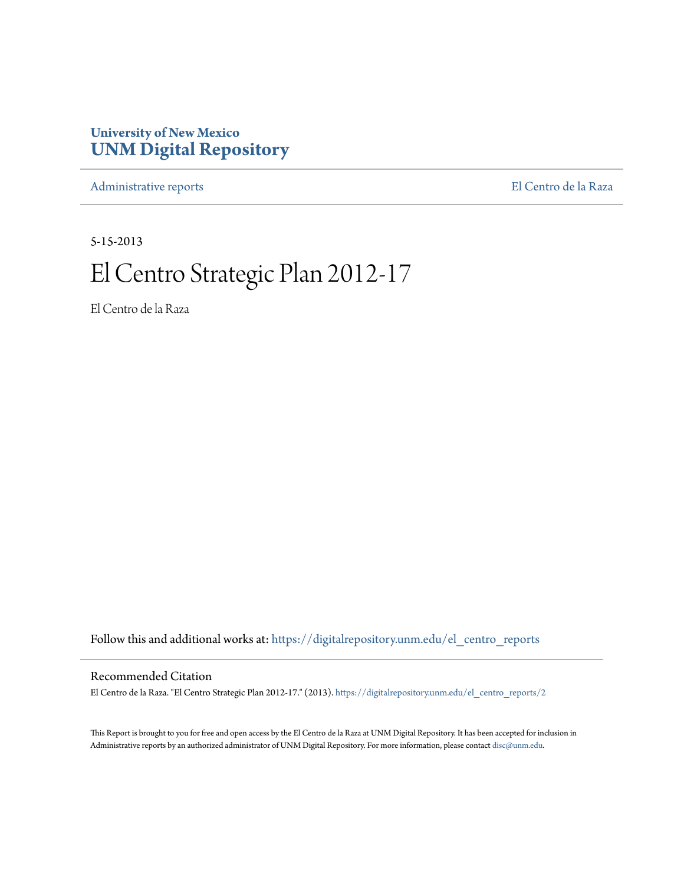University of New Mexico
**UNM Digital Repository**

Administrative reports | El Centro de la Raza

5-15-2013

# El Centro Strategic Plan 2012-17

El Centro de la Raza

Follow this and additional works at: https://digitalrepository.unm.edu/el_centro_reports

## Recommended Citation

El Centro de la Raza. "El Centro Strategic Plan 2012-17." (2013). https://digitalrepository.unm.edu/el_centro_reports/2

This Report is brought to you for free and open access by the El Centro de la Raza at UNM Digital Repository. It has been accepted for inclusion in Administrative reports by an authorized administrator of UNM Digital Repository. For more information, please contact disc@unm.edu.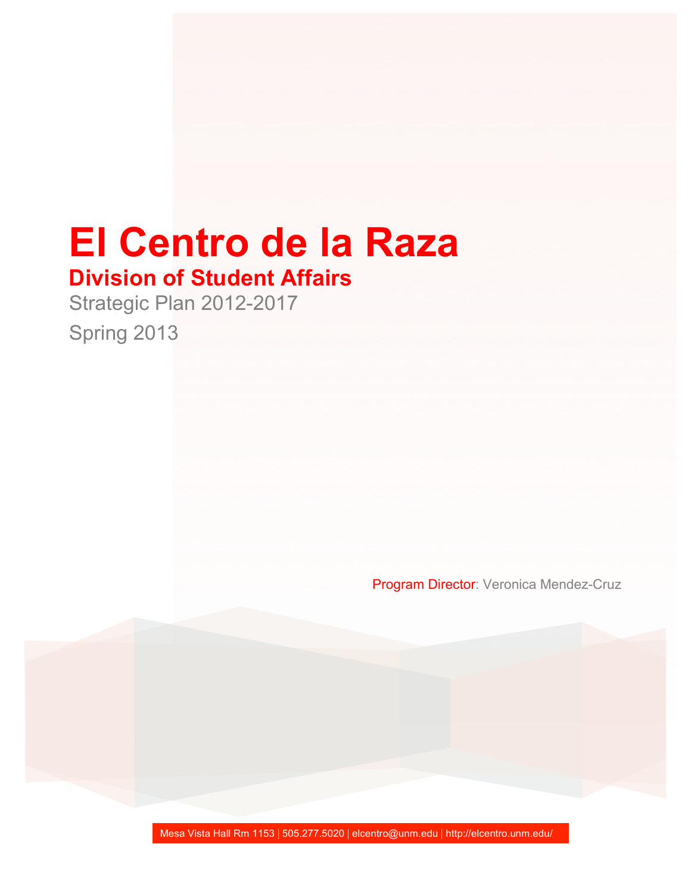# El Centro de la Raza

## Division of Student Affairs

Strategic Plan 2012-2017

Spring 2013

Program Director: Veronica Mendez-Cruz

Mesa Vista Hall Rm 1153 | 505.277.5020 | elcentro@unm.edu | http://elcentro.unm.edu/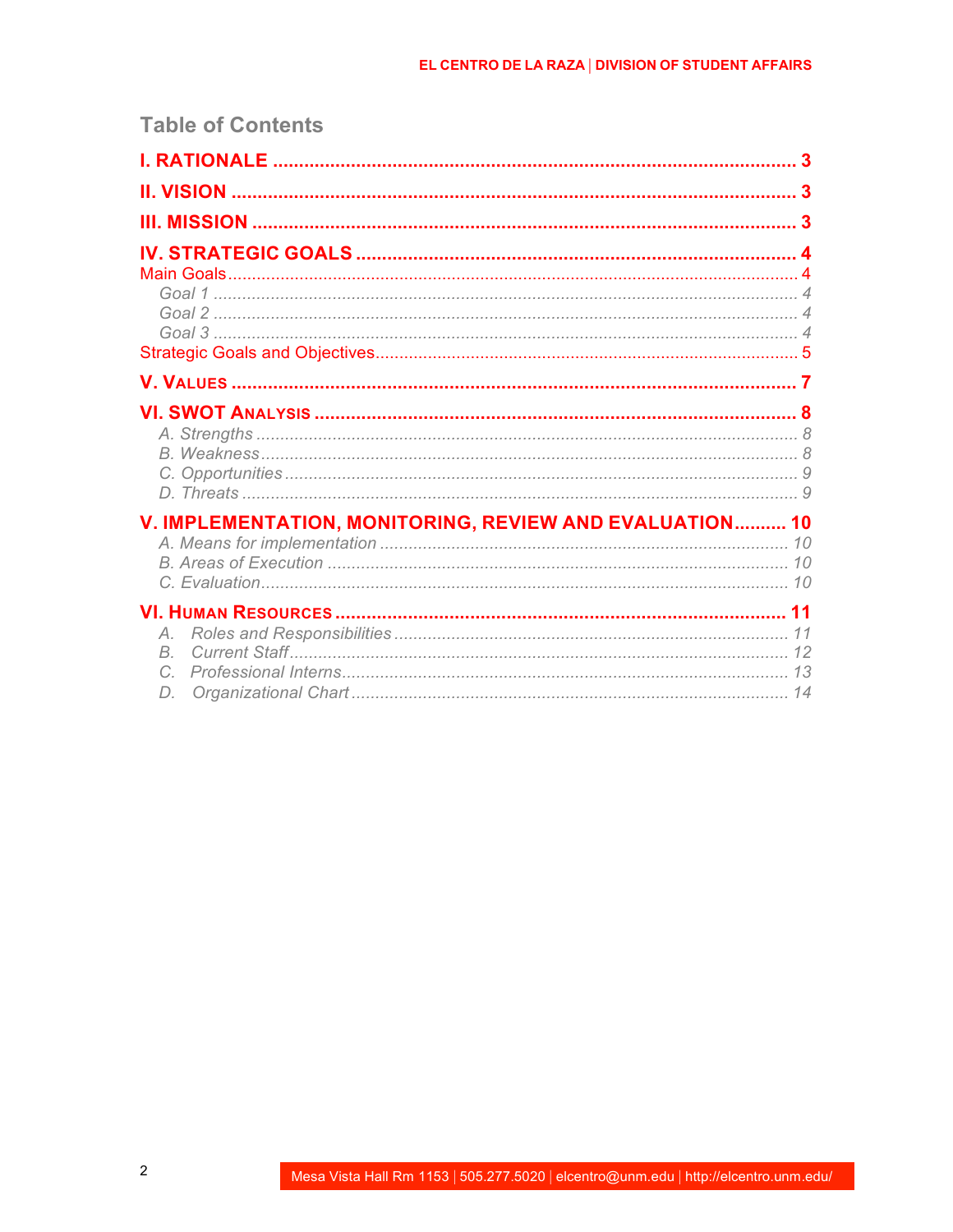## Table of Contents

I. RATIONALE .................................................................................................. 3

II. VISION ......................................................................................................... 3

III. MISSION ..................................................................................................... 3

IV. STRATEGIC GOALS .................................................................................. 4

Main Goals ........................................................................................................ 4

*Goal 1* ........................................................................................................... 4

*Goal 2* ........................................................................................................... 4

*Goal 3* ........................................................................................................... 4

Strategic Goals and Objectives ........................................................................ 5

V. VALUES ........................................................................................................ 7

VI. SWOT ANALYSIS ........................................................................................ 8

*A. Strengths* ................................................................................................... 8

*B. Weakness* .................................................................................................. 8

*C. Opportunities* ............................................................................................. 9

*D. Threats* ...................................................................................................... 9

V. IMPLEMENTATION, MONITORING, REVIEW AND EVALUATION .......... 10

*A. Means for implementation* ...................................................................... 10

*B. Areas of Execution* .................................................................................. 10

*C. Evaluation* ............................................................................................... 10

VI. HUMAN RESOURCES ............................................................................... 11

*A. Roles and Responsibilities* ...................................................................... 11

*B. Current Staff* ............................................................................................ 12

*C. Professional Interns* ................................................................................. 13

*D. Organizational Chart* ............................................................................... 14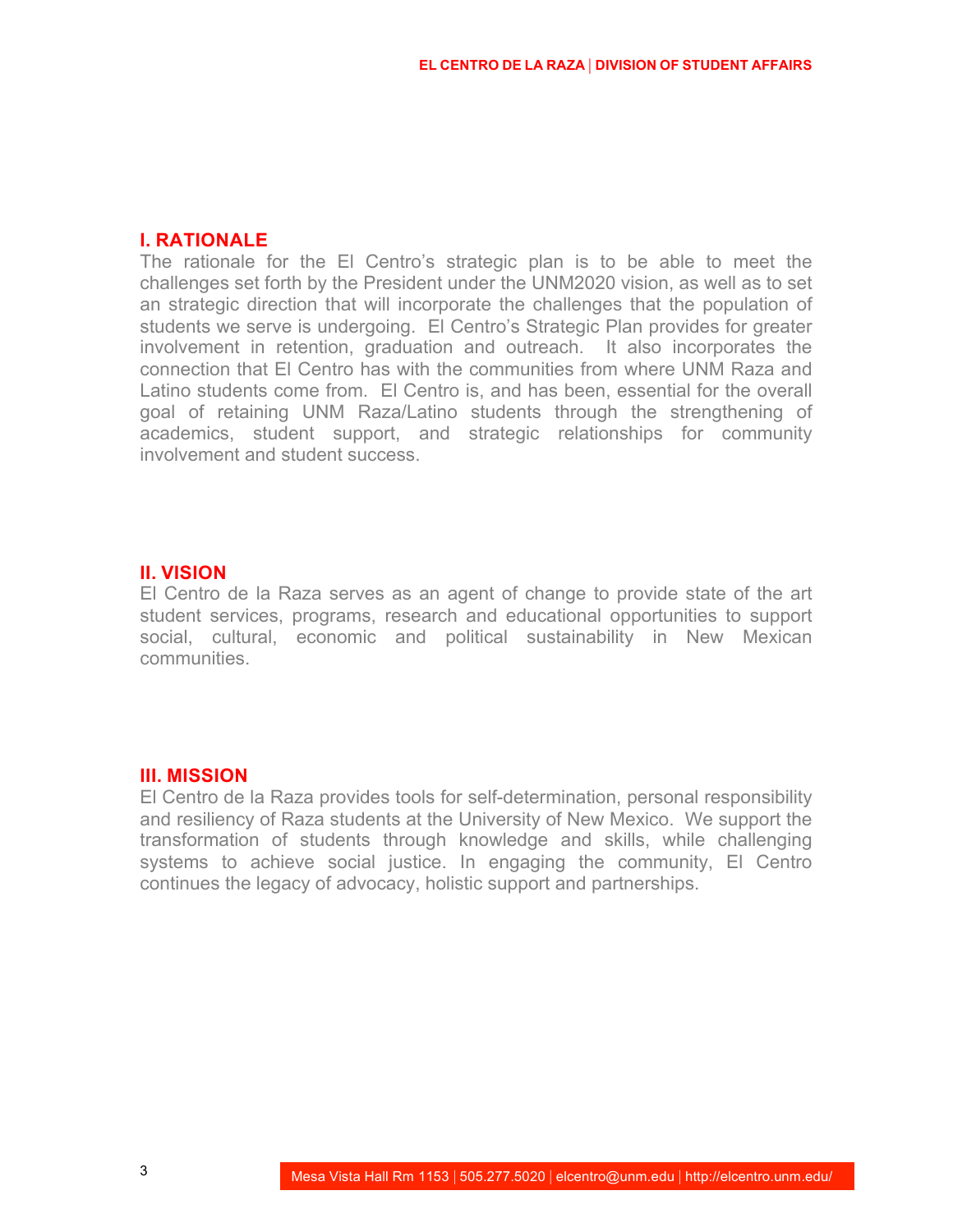## I. RATIONALE

The rationale for the El Centro's strategic plan is to be able to meet the challenges set forth by the President under the UNM2020 vision, as well as to set an strategic direction that will incorporate the challenges that the population of students we serve is undergoing. El Centro's Strategic Plan provides for greater involvement in retention, graduation and outreach. It also incorporates the connection that El Centro has with the communities from where UNM Raza and Latino students come from. El Centro is, and has been, essential for the overall goal of retaining UNM Raza/Latino students through the strengthening of academics, student support, and strategic relationships for community involvement and student success.

## II. VISION

El Centro de la Raza serves as an agent of change to provide state of the art student services, programs, research and educational opportunities to support social, cultural, economic and political sustainability in New Mexican communities.

## III. MISSION

El Centro de la Raza provides tools for self-determination, personal responsibility and resiliency of Raza students at the University of New Mexico. We support the transformation of students through knowledge and skills, while challenging systems to achieve social justice. In engaging the community, El Centro continues the legacy of advocacy, holistic support and partnerships.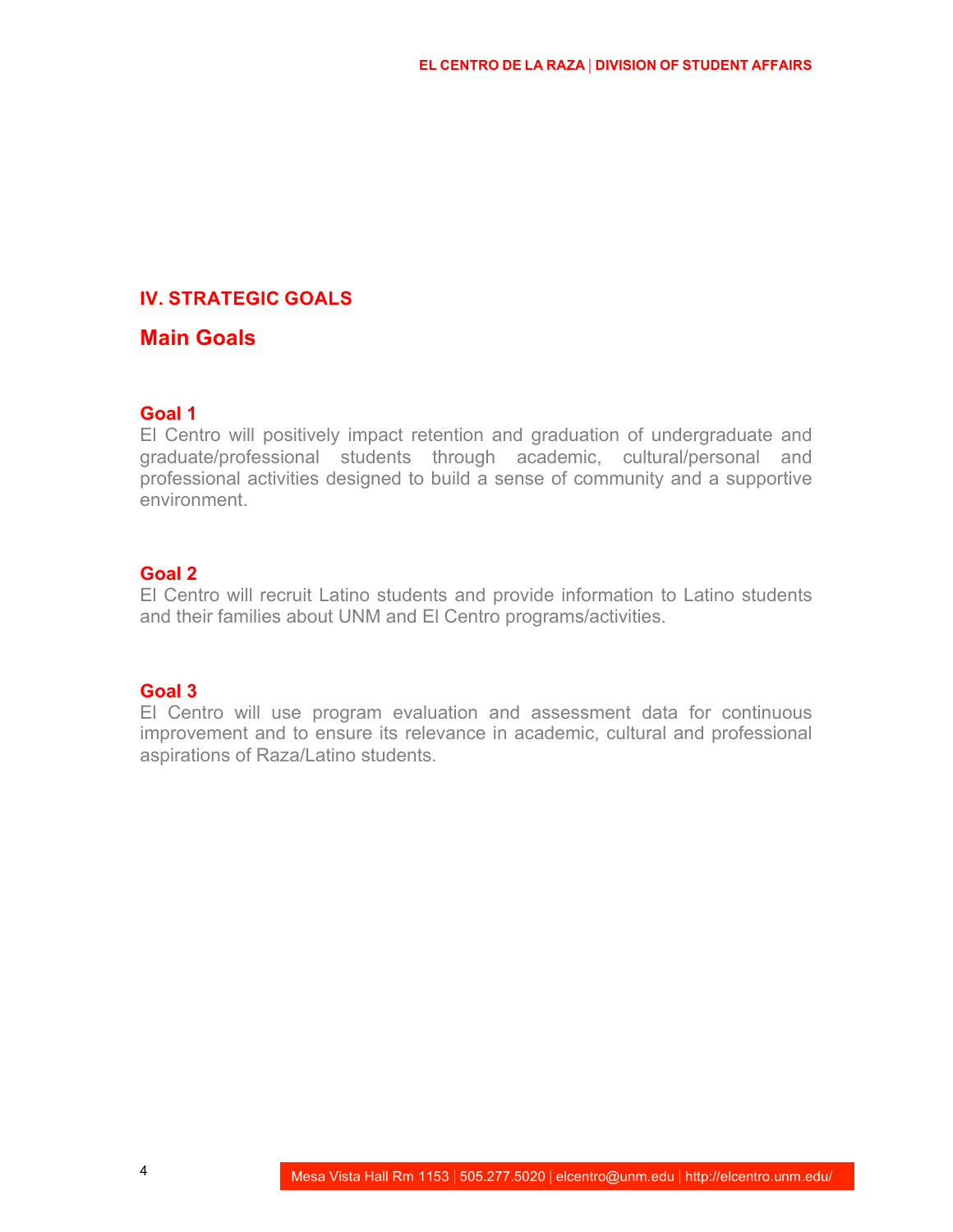## IV. STRATEGIC GOALS

### Main Goals

**Goal 1**
El Centro will positively impact retention and graduation of undergraduate and graduate/professional students through academic, cultural/personal and professional activities designed to build a sense of community and a supportive environment.

**Goal 2**
El Centro will recruit Latino students and provide information to Latino students and their families about UNM and El Centro programs/activities.

**Goal 3**
El Centro will use program evaluation and assessment data for continuous improvement and to ensure its relevance in academic, cultural and professional aspirations of Raza/Latino students.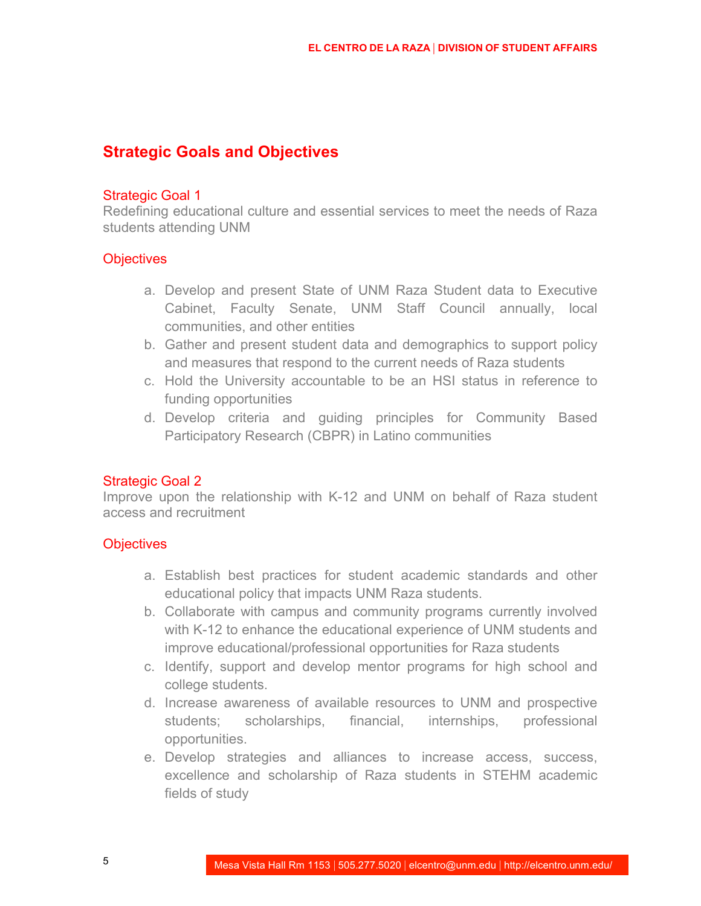## Strategic Goals and Objectives

### Strategic Goal 1

Redefining educational culture and essential services to meet the needs of Raza students attending UNM

### Objectives

a. Develop and present State of UNM Raza Student data to Executive Cabinet, Faculty Senate, UNM Staff Council annually, local communities, and other entities
b. Gather and present student data and demographics to support policy and measures that respond to the current needs of Raza students
c. Hold the University accountable to be an HSI status in reference to funding opportunities
d. Develop criteria and guiding principles for Community Based Participatory Research (CBPR) in Latino communities

### Strategic Goal 2

Improve upon the relationship with K-12 and UNM on behalf of Raza student access and recruitment

### Objectives

a. Establish best practices for student academic standards and other educational policy that impacts UNM Raza students.
b. Collaborate with campus and community programs currently involved with K-12 to enhance the educational experience of UNM students and improve educational/professional opportunities for Raza students
c. Identify, support and develop mentor programs for high school and college students.
d. Increase awareness of available resources to UNM and prospective students; scholarships, financial, internships, professional opportunities.
e. Develop strategies and alliances to increase access, success, excellence and scholarship of Raza students in STEHM academic fields of study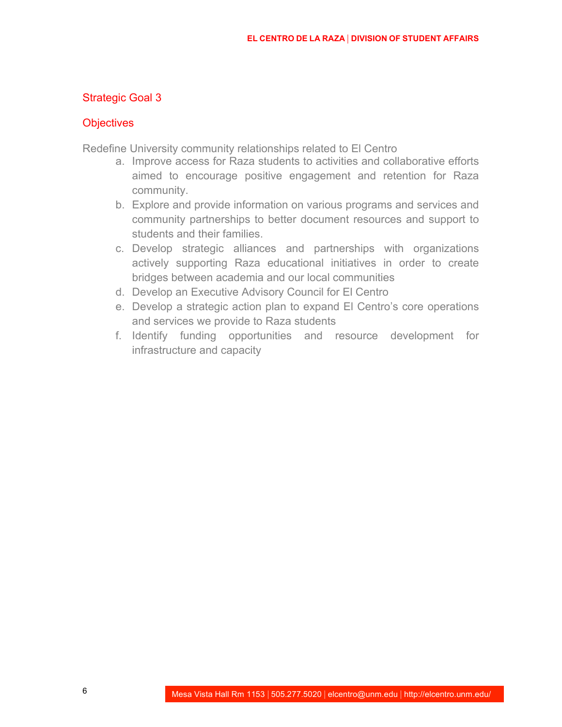## Strategic Goal 3

### Objectives

Redefine University community relationships related to El Centro

a. Improve access for Raza students to activities and collaborative efforts aimed to encourage positive engagement and retention for Raza community.
b. Explore and provide information on various programs and services and community partnerships to better document resources and support to students and their families.
c. Develop strategic alliances and partnerships with organizations actively supporting Raza educational initiatives in order to create bridges between academia and our local communities
d. Develop an Executive Advisory Council for El Centro
e. Develop a strategic action plan to expand El Centro's core operations and services we provide to Raza students
f. Identify funding opportunities and resource development for infrastructure and capacity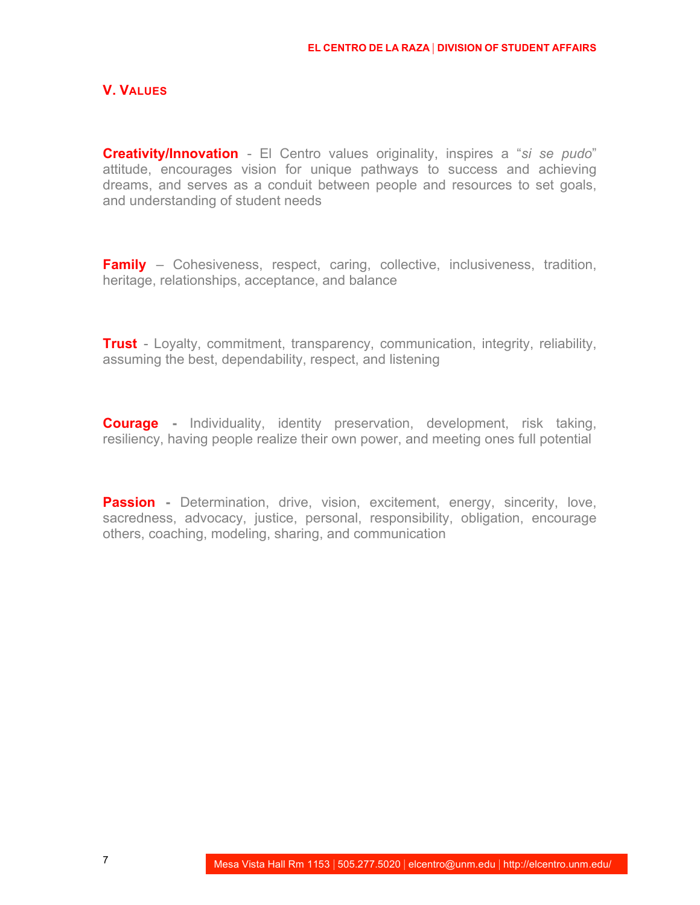## V. Values

**Creativity/Innovation** - El Centro values originality, inspires a "*si se pudo*" attitude, encourages vision for unique pathways to success and achieving dreams, and serves as a conduit between people and resources to set goals, and understanding of student needs

**Family** – Cohesiveness, respect, caring, collective, inclusiveness, tradition, heritage, relationships, acceptance, and balance

**Trust** - Loyalty, commitment, transparency, communication, integrity, reliability, assuming the best, dependability, respect, and listening

**Courage** - Individuality, identity preservation, development, risk taking, resiliency, having people realize their own power, and meeting ones full potential

**Passion** - Determination, drive, vision, excitement, energy, sincerity, love, sacredness, advocacy, justice, personal, responsibility, obligation, encourage others, coaching, modeling, sharing, and communication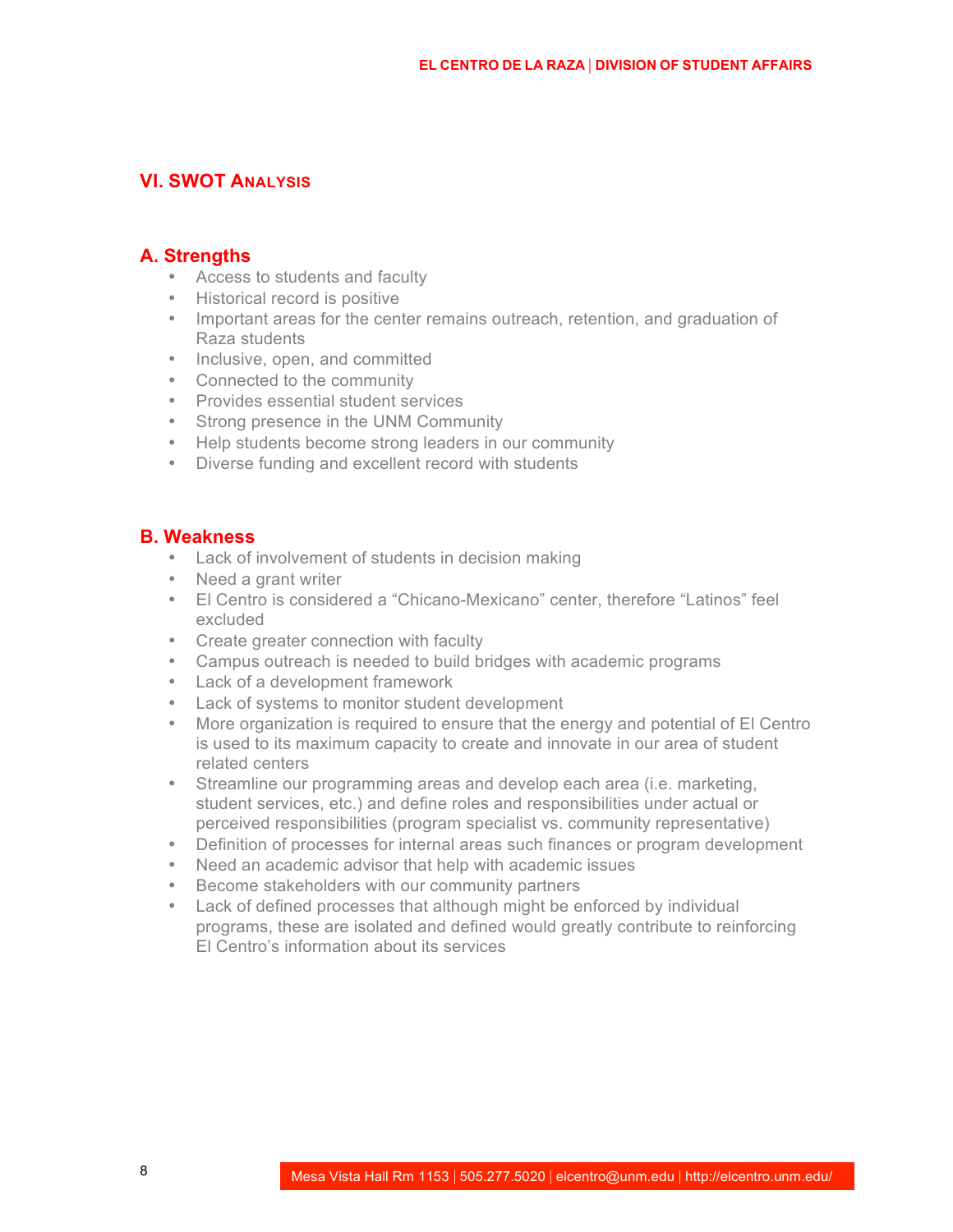## VI. SWOT Analysis

### A. Strengths

- Access to students and faculty
- Historical record is positive
- Important areas for the center remains outreach, retention, and graduation of Raza students
- Inclusive, open, and committed
- Connected to the community
- Provides essential student services
- Strong presence in the UNM Community
- Help students become strong leaders in our community
- Diverse funding and excellent record with students

### B. Weakness

- Lack of involvement of students in decision making
- Need a grant writer
- El Centro is considered a "Chicano-Mexicano" center, therefore "Latinos" feel excluded
- Create greater connection with faculty
- Campus outreach is needed to build bridges with academic programs
- Lack of a development framework
- Lack of systems to monitor student development
- More organization is required to ensure that the energy and potential of El Centro is used to its maximum capacity to create and innovate in our area of student related centers
- Streamline our programming areas and develop each area (i.e. marketing, student services, etc.) and define roles and responsibilities under actual or perceived responsibilities (program specialist vs. community representative)
- Definition of processes for internal areas such finances or program development
- Need an academic advisor that help with academic issues
- Become stakeholders with our community partners
- Lack of defined processes that although might be enforced by individual programs, these are isolated and defined would greatly contribute to reinforcing El Centro's information about its services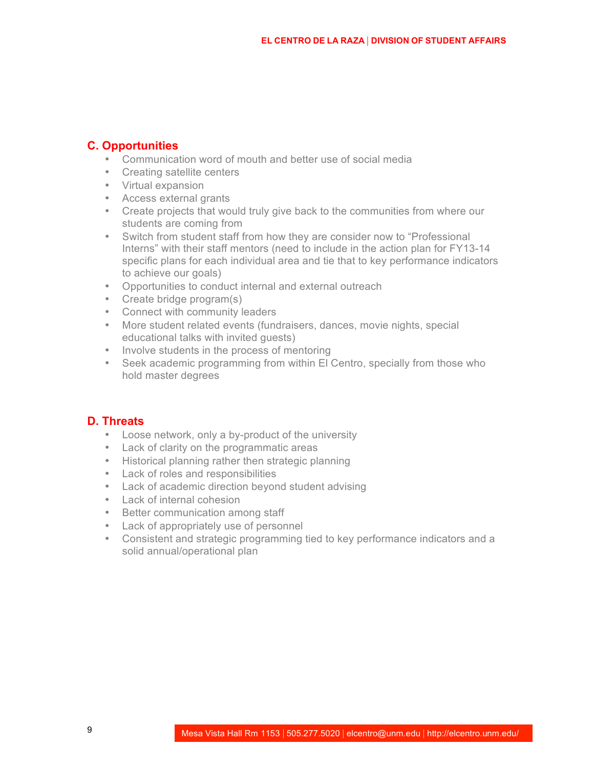## C. Opportunities

- Communication word of mouth and better use of social media
- Creating satellite centers
- Virtual expansion
- Access external grants
- Create projects that would truly give back to the communities from where our students are coming from
- Switch from student staff from how they are consider now to "Professional Interns" with their staff mentors (need to include in the action plan for FY13-14 specific plans for each individual area and tie that to key performance indicators to achieve our goals)
- Opportunities to conduct internal and external outreach
- Create bridge program(s)
- Connect with community leaders
- More student related events (fundraisers, dances, movie nights, special educational talks with invited guests)
- Involve students in the process of mentoring
- Seek academic programming from within El Centro, specially from those who hold master degrees

## D. Threats

- Loose network, only a by-product of the university
- Lack of clarity on the programmatic areas
- Historical planning rather then strategic planning
- Lack of roles and responsibilities
- Lack of academic direction beyond student advising
- Lack of internal cohesion
- Better communication among staff
- Lack of appropriately use of personnel
- Consistent and strategic programming tied to key performance indicators and a solid annual/operational plan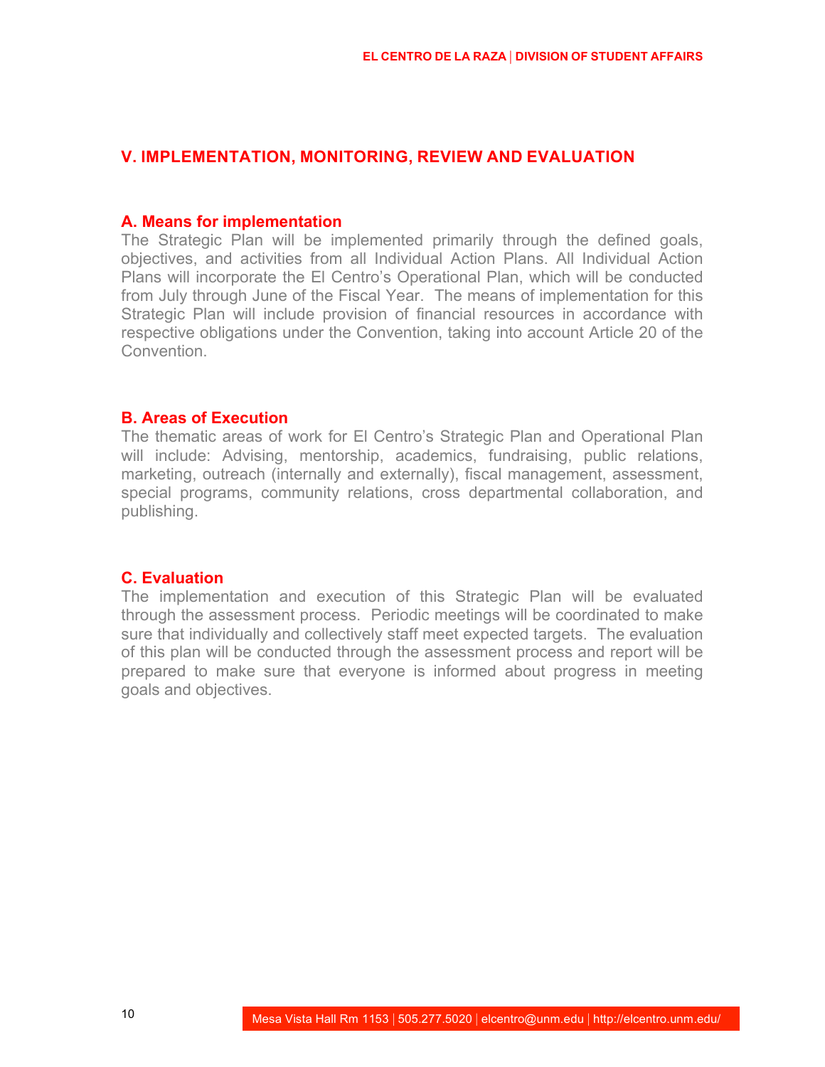## V. IMPLEMENTATION, MONITORING, REVIEW AND EVALUATION

### A. Means for implementation

The Strategic Plan will be implemented primarily through the defined goals, objectives, and activities from all Individual Action Plans. All Individual Action Plans will incorporate the El Centro's Operational Plan, which will be conducted from July through June of the Fiscal Year. The means of implementation for this Strategic Plan will include provision of financial resources in accordance with respective obligations under the Convention, taking into account Article 20 of the Convention.

### B. Areas of Execution

The thematic areas of work for El Centro's Strategic Plan and Operational Plan will include: Advising, mentorship, academics, fundraising, public relations, marketing, outreach (internally and externally), fiscal management, assessment, special programs, community relations, cross departmental collaboration, and publishing.

### C. Evaluation

The implementation and execution of this Strategic Plan will be evaluated through the assessment process. Periodic meetings will be coordinated to make sure that individually and collectively staff meet expected targets. The evaluation of this plan will be conducted through the assessment process and report will be prepared to make sure that everyone is informed about progress in meeting goals and objectives.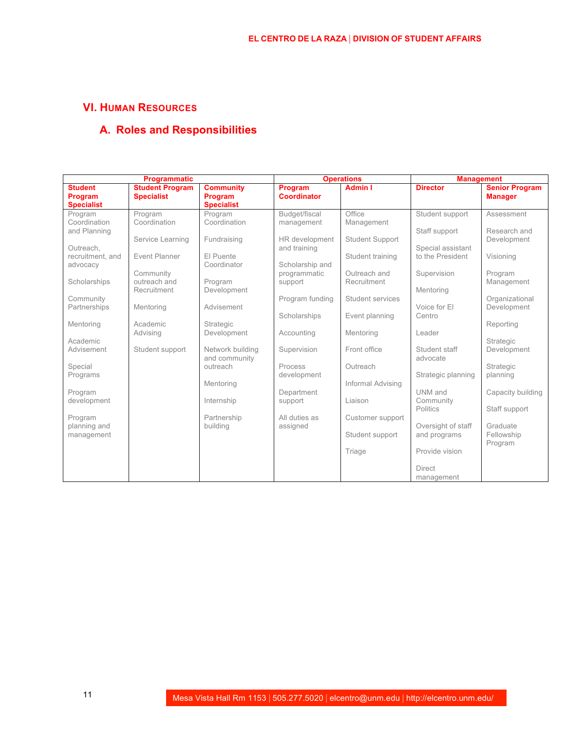## VI. Human Resources

### A. Roles and Responsibilities

| Programmatic | | | Operations | | Management | |
|---|---|---|---|---|---|---|
| **Student Program Specialist** | **Student Program Specialist** | **Community Program Specialist** | **Program Coordinator** | **Admin I** | **Director** | **Senior Program Manager** |
| Program Coordination and Planning<br><br>Outreach, recruitment, and advocacy<br><br>Scholarships<br><br>Community Partnerships<br><br>Mentoring<br><br>Academic Advisement<br><br>Special Programs<br><br>Program development<br><br>Program planning and management | Program Coordination<br><br>Service Learning<br><br>Event Planner<br><br>Community outreach and Recruitment<br><br>Mentoring<br><br>Academic Advising<br><br>Student support | Program Coordination<br><br>Fundraising<br><br>El Puente Coordinator<br><br>Program Development<br><br>Advisement<br><br>Strategic Development<br><br>Network building and community outreach<br><br>Mentoring<br><br>Internship<br><br>Partnership building | Budget/fiscal management<br><br>HR development and training<br><br>Scholarship and programmatic support<br><br>Program funding<br><br>Scholarships<br><br>Accounting<br><br>Supervision<br><br>Process development<br><br>Department support<br><br>All duties as assigned | Office Management<br><br>Student Support<br><br>Student training<br><br>Outreach and Recruitment<br><br>Student services<br><br>Event planning<br><br>Mentoring<br><br>Front office<br><br>Outreach<br><br>Informal Advising<br><br>Liaison<br><br>Customer support<br><br>Student support<br><br>Triage | Student support<br><br>Staff support<br><br>Special assistant to the President<br><br>Supervision<br><br>Mentoring<br><br>Voice for El Centro<br><br>Leader<br><br>Student staff advocate<br><br>Strategic planning<br><br>UNM and Community Politics<br><br>Oversight of staff and programs<br><br>Provide vision<br><br>Direct management | Assessment<br><br>Research and Development<br><br>Visioning<br><br>Program Management<br><br>Organizational Development<br><br>Reporting<br><br>Strategic Development<br><br>Strategic planning<br><br>Capacity building<br><br>Staff support<br><br>Graduate Fellowship Program |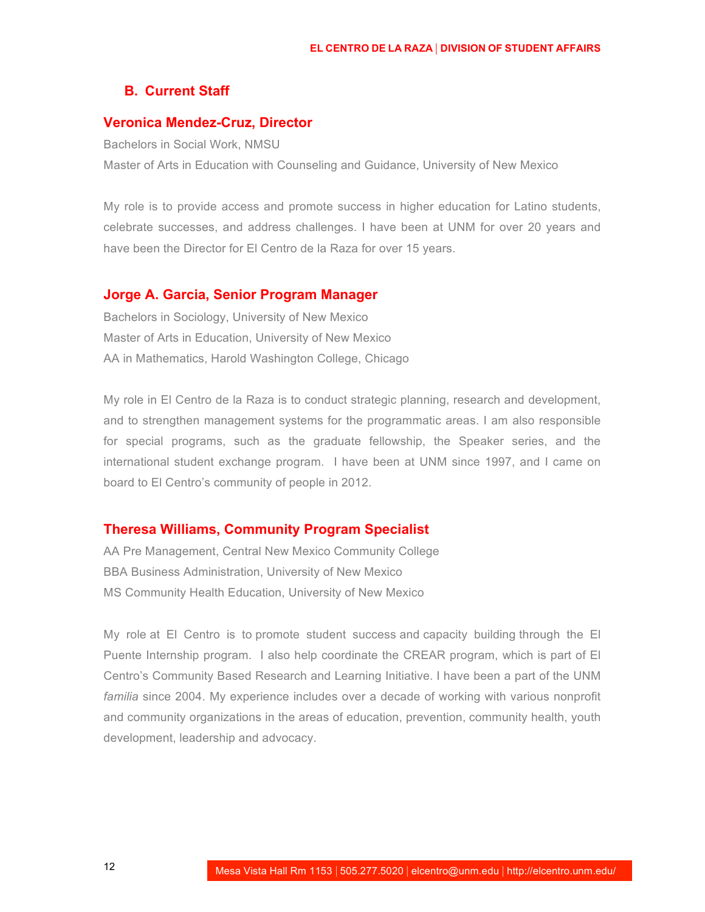## B. Current Staff

### Veronica Mendez-Cruz, Director

Bachelors in Social Work, NMSU
Master of Arts in Education with Counseling and Guidance, University of New Mexico

My role is to provide access and promote success in higher education for Latino students, celebrate successes, and address challenges. I have been at UNM for over 20 years and have been the Director for El Centro de la Raza for over 15 years.

### Jorge A. Garcia, Senior Program Manager

Bachelors in Sociology, University of New Mexico
Master of Arts in Education, University of New Mexico
AA in Mathematics, Harold Washington College, Chicago

My role in El Centro de la Raza is to conduct strategic planning, research and development, and to strengthen management systems for the programmatic areas. I am also responsible for special programs, such as the graduate fellowship, the Speaker series, and the international student exchange program. I have been at UNM since 1997, and I came on board to El Centro's community of people in 2012.

### Theresa Williams, Community Program Specialist

AA Pre Management, Central New Mexico Community College
BBA Business Administration, University of New Mexico
MS Community Health Education, University of New Mexico

My role at El Centro is to promote student success and capacity building through the El Puente Internship program. I also help coordinate the CREAR program, which is part of El Centro's Community Based Research and Learning Initiative. I have been a part of the UNM *familia* since 2004. My experience includes over a decade of working with various nonprofit and community organizations in the areas of education, prevention, community health, youth development, leadership and advocacy.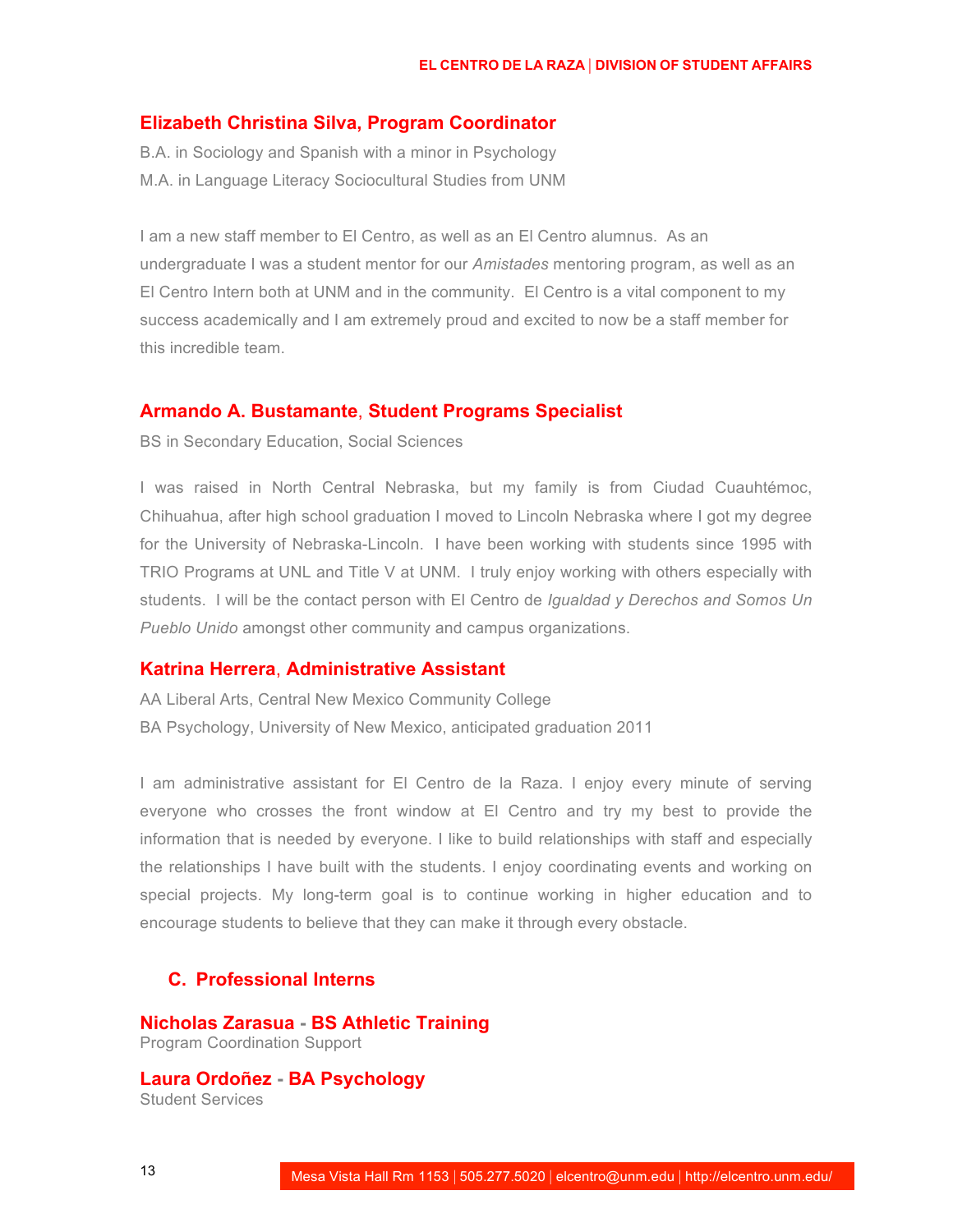### Elizabeth Christina Silva, Program Coordinator

B.A. in Sociology and Spanish with a minor in Psychology
M.A. in Language Literacy Sociocultural Studies from UNM

I am a new staff member to El Centro, as well as an El Centro alumnus. As an undergraduate I was a student mentor for our *Amistades* mentoring program, as well as an El Centro Intern both at UNM and in the community. El Centro is a vital component to my success academically and I am extremely proud and excited to now be a staff member for this incredible team.

### Armando A. Bustamante, Student Programs Specialist

BS in Secondary Education, Social Sciences

I was raised in North Central Nebraska, but my family is from Ciudad Cuauhtémoc, Chihuahua, after high school graduation I moved to Lincoln Nebraska where I got my degree for the University of Nebraska-Lincoln. I have been working with students since 1995 with TRIO Programs at UNL and Title V at UNM. I truly enjoy working with others especially with students. I will be the contact person with El Centro de *Igualdad y Derechos and Somos Un Pueblo Unido* amongst other community and campus organizations.

### Katrina Herrera, Administrative Assistant

AA Liberal Arts, Central New Mexico Community College
BA Psychology, University of New Mexico, anticipated graduation 2011

I am administrative assistant for El Centro de la Raza. I enjoy every minute of serving everyone who crosses the front window at El Centro and try my best to provide the information that is needed by everyone. I like to build relationships with staff and especially the relationships I have built with the students. I enjoy coordinating events and working on special projects. My long-term goal is to continue working in higher education and to encourage students to believe that they can make it through every obstacle.

## C. Professional Interns

**Nicholas Zarasua - BS Athletic Training**
Program Coordination Support

**Laura Ordoñez - BA Psychology**
Student Services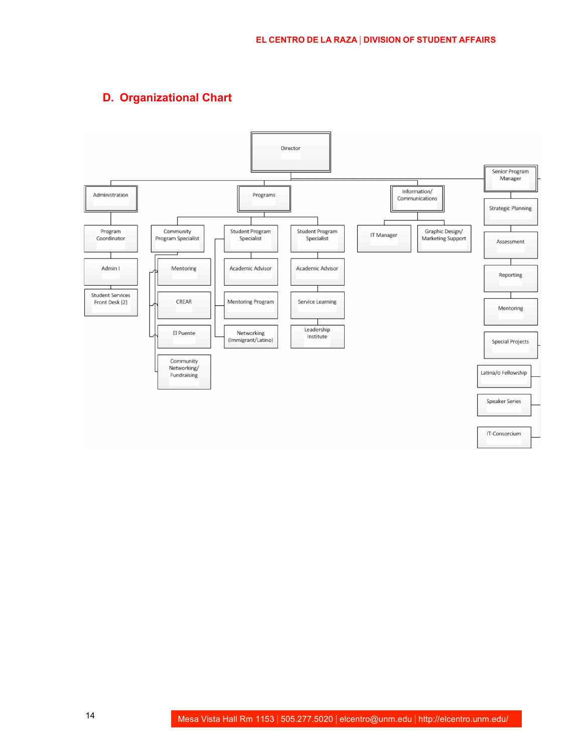## D. Organizational Chart

Director

Administration
Program Coordinator
Admin I
Student Services Front Desk (2)

Programs
Community Program Specialist
Mentoring
CREAR
El Puente
Community Networking/ Fundraising

Student Program Specialist
Academic Advisor
Mentoring Program
Networking (Immigrant/Latino)

Student Program Specialist
Academic Advisor
Service Learning
Leadership Institute

Information/ Communications
IT Manager
Graphic Design/ Marketing Support

Senior Program Manager
Strategic Planning
Assessment
Reporting
Mentoring
Special Projects
Latina/o Fellowship
Speaker Series
IT-Consorcium